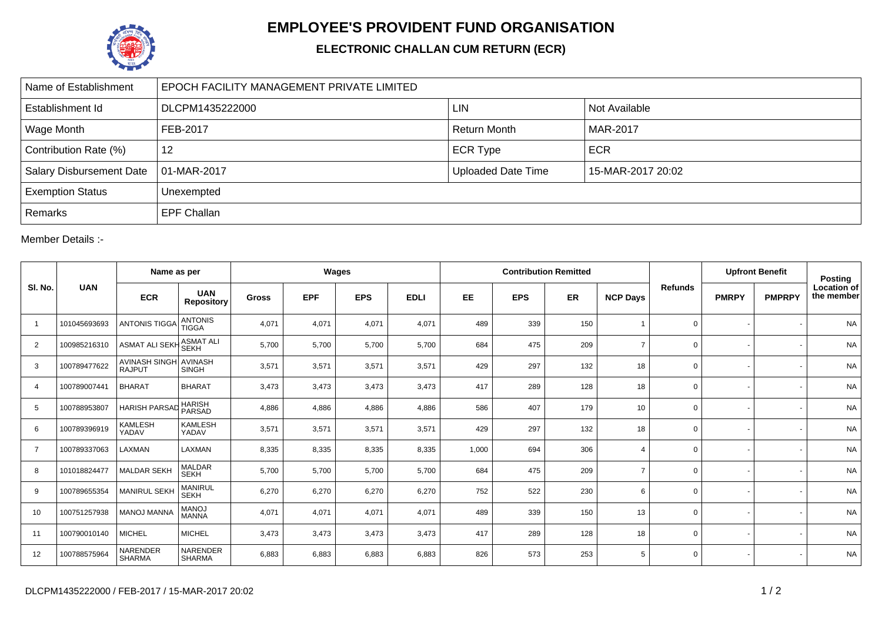# EMPLOYEE'S PROVIDENT FUND ORGANISATION

## ELECTRONIC CHALLAN CUM RETURN (ECR)

| Name of Establishment | EPOCH FACILITY MANAGEMENT PRIVATE LIMITED | | |
|---|---|---|---|
| Establishment Id | DLCPM1435222000 | LIN | Not Available |
| Wage Month | FEB-2017 | Return Month | MAR-2017 |
| Contribution Rate (%) | 12 | ECR Type | ECR |
| Salary Disbursement Date | 01-MAR-2017 | Uploaded Date Time | 15-MAR-2017 20:02 |
| Exemption Status | Unexempted | | |
| Remarks | EPF Challan | | |

Member Details :-

| Sl. No. | UAN | Name as per | | Wages | | | | Contribution Remitted | | | | Refunds | Upfront Benefit | | Posting Location of the member |
|---|---|---|---|---|---|---|---|---|---|---|---|---|---|---|---|
| | | ECR | UAN Repository | Gross | EPF | EPS | EDLI | EE | EPS | ER | NCP Days | | PMRPY | PMPRPY | |
| 1 | 101045693693 | ANTONIS TIGGA | ANTONIS TIGGA | 4,071 | 4,071 | 4,071 | 4,071 | 489 | 339 | 150 | 1 | 0 | - | - | NA |
| 2 | 100985216310 | ASMAT ALI SEKH | ASMAT ALI SEKH | 5,700 | 5,700 | 5,700 | 5,700 | 684 | 475 | 209 | 7 | 0 | - | - | NA |
| 3 | 100789477622 | AVINASH SINGH RAJPUT | AVINASH SINGH | 3,571 | 3,571 | 3,571 | 3,571 | 429 | 297 | 132 | 18 | 0 | - | - | NA |
| 4 | 100789007441 | BHARAT | BHARAT | 3,473 | 3,473 | 3,473 | 3,473 | 417 | 289 | 128 | 18 | 0 | - | - | NA |
| 5 | 100788953807 | HARISH PARSAD | HARISH PARSAD | 4,886 | 4,886 | 4,886 | 4,886 | 586 | 407 | 179 | 10 | 0 | - | - | NA |
| 6 | 100789396919 | KAMLESH YADAV | KAMLESH YADAV | 3,571 | 3,571 | 3,571 | 3,571 | 429 | 297 | 132 | 18 | 0 | - | - | NA |
| 7 | 100789337063 | LAXMAN | LAXMAN | 8,335 | 8,335 | 8,335 | 8,335 | 1,000 | 694 | 306 | 4 | 0 | - | - | NA |
| 8 | 101018824477 | MALDAR SEKH | MALDAR SEKH | 5,700 | 5,700 | 5,700 | 5,700 | 684 | 475 | 209 | 7 | 0 | - | - | NA |
| 9 | 100789655354 | MANIRUL SEKH | MANIRUL SEKH | 6,270 | 6,270 | 6,270 | 6,270 | 752 | 522 | 230 | 6 | 0 | - | - | NA |
| 10 | 100751257938 | MANOJ MANNA | MANOJ MANNA | 4,071 | 4,071 | 4,071 | 4,071 | 489 | 339 | 150 | 13 | 0 | - | - | NA |
| 11 | 100790010140 | MICHEL | MICHEL | 3,473 | 3,473 | 3,473 | 3,473 | 417 | 289 | 128 | 18 | 0 | - | - | NA |
| 12 | 100788575964 | NARENDER SHARMA | NARENDER SHARMA | 6,883 | 6,883 | 6,883 | 6,883 | 826 | 573 | 253 | 5 | 0 | - | - | NA |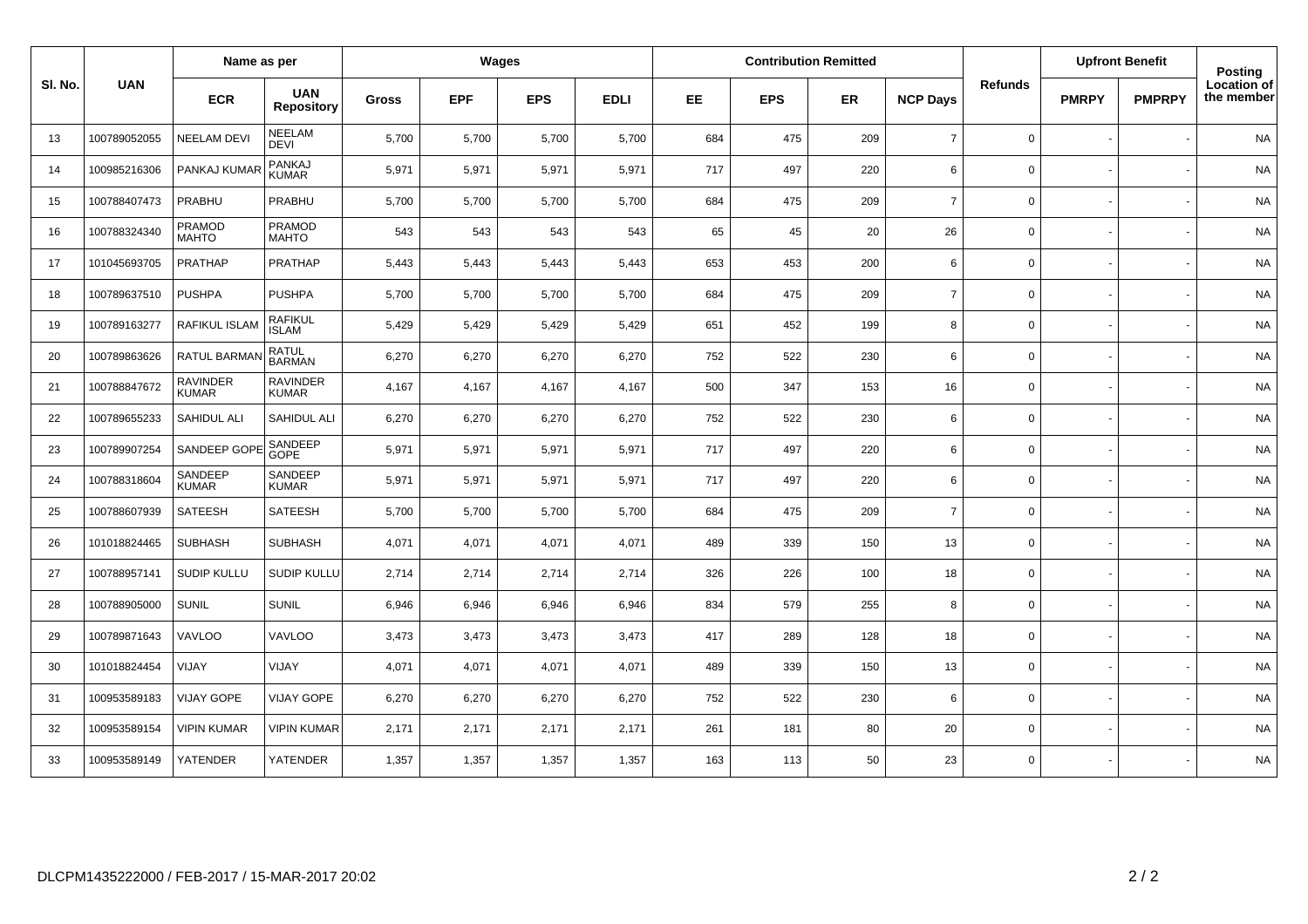| Sl. No. | UAN | Name as per | | Wages | | | | Contribution Remitted | | | | Refunds | Upfront Benefit | | Posting Location of the member |
|---|---|---|---|---|---|---|---|---|---|---|---|---|---|---|---|
| | | ECR | UAN Repository | Gross | EPF | EPS | EDLI | EE | EPS | ER | NCP Days | | PMRPY | PMPRPY | |
| 13 | 100789052055 | NEELAM DEVI | NEELAM DEVI | 5,700 | 5,700 | 5,700 | 5,700 | 684 | 475 | 209 | 7 | 0 | - | - | NA |
| 14 | 100985216306 | PANKAJ KUMAR | PANKAJ KUMAR | 5,971 | 5,971 | 5,971 | 5,971 | 717 | 497 | 220 | 6 | 0 | - | - | NA |
| 15 | 100788407473 | PRABHU | PRABHU | 5,700 | 5,700 | 5,700 | 5,700 | 684 | 475 | 209 | 7 | 0 | - | - | NA |
| 16 | 100788324340 | PRAMOD MAHTO | PRAMOD MAHTO | 543 | 543 | 543 | 543 | 65 | 45 | 20 | 26 | 0 | - | - | NA |
| 17 | 101045693705 | PRATHAP | PRATHAP | 5,443 | 5,443 | 5,443 | 5,443 | 653 | 453 | 200 | 6 | 0 | - | - | NA |
| 18 | 100789637510 | PUSHPA | PUSHPA | 5,700 | 5,700 | 5,700 | 5,700 | 684 | 475 | 209 | 7 | 0 | - | - | NA |
| 19 | 100789163277 | RAFIKUL ISLAM | RAFIKUL ISLAM | 5,429 | 5,429 | 5,429 | 5,429 | 651 | 452 | 199 | 8 | 0 | - | - | NA |
| 20 | 100789863626 | RATUL BARMAN | RATUL BARMAN | 6,270 | 6,270 | 6,270 | 6,270 | 752 | 522 | 230 | 6 | 0 | - | - | NA |
| 21 | 100788847672 | RAVINDER KUMAR | RAVINDER KUMAR | 4,167 | 4,167 | 4,167 | 4,167 | 500 | 347 | 153 | 16 | 0 | - | - | NA |
| 22 | 100789655233 | SAHIDUL ALI | SAHIDUL ALI | 6,270 | 6,270 | 6,270 | 6,270 | 752 | 522 | 230 | 6 | 0 | - | - | NA |
| 23 | 100789907254 | SANDEEP GOPE | SANDEEP GOPE | 5,971 | 5,971 | 5,971 | 5,971 | 717 | 497 | 220 | 6 | 0 | - | - | NA |
| 24 | 100788318604 | SANDEEP KUMAR | SANDEEP KUMAR | 5,971 | 5,971 | 5,971 | 5,971 | 717 | 497 | 220 | 6 | 0 | - | - | NA |
| 25 | 100788607939 | SATEESH | SATEESH | 5,700 | 5,700 | 5,700 | 5,700 | 684 | 475 | 209 | 7 | 0 | - | - | NA |
| 26 | 101018824465 | SUBHASH | SUBHASH | 4,071 | 4,071 | 4,071 | 4,071 | 489 | 339 | 150 | 13 | 0 | - | - | NA |
| 27 | 100788957141 | SUDIP KULLU | SUDIP KULLU | 2,714 | 2,714 | 2,714 | 2,714 | 326 | 226 | 100 | 18 | 0 | - | - | NA |
| 28 | 100788905000 | SUNIL | SUNIL | 6,946 | 6,946 | 6,946 | 6,946 | 834 | 579 | 255 | 8 | 0 | - | - | NA |
| 29 | 100789871643 | VAVLOO | VAVLOO | 3,473 | 3,473 | 3,473 | 3,473 | 417 | 289 | 128 | 18 | 0 | - | - | NA |
| 30 | 101018824454 | VIJAY | VIJAY | 4,071 | 4,071 | 4,071 | 4,071 | 489 | 339 | 150 | 13 | 0 | - | - | NA |
| 31 | 100953589183 | VIJAY GOPE | VIJAY GOPE | 6,270 | 6,270 | 6,270 | 6,270 | 752 | 522 | 230 | 6 | 0 | - | - | NA |
| 32 | 100953589154 | VIPIN KUMAR | VIPIN KUMAR | 2,171 | 2,171 | 2,171 | 2,171 | 261 | 181 | 80 | 20 | 0 | - | - | NA |
| 33 | 100953589149 | YATENDER | YATENDER | 1,357 | 1,357 | 1,357 | 1,357 | 163 | 113 | 50 | 23 | 0 | - | - | NA |

DLCPM1435222000 / FEB-2017 / 15-MAR-2017 20:02